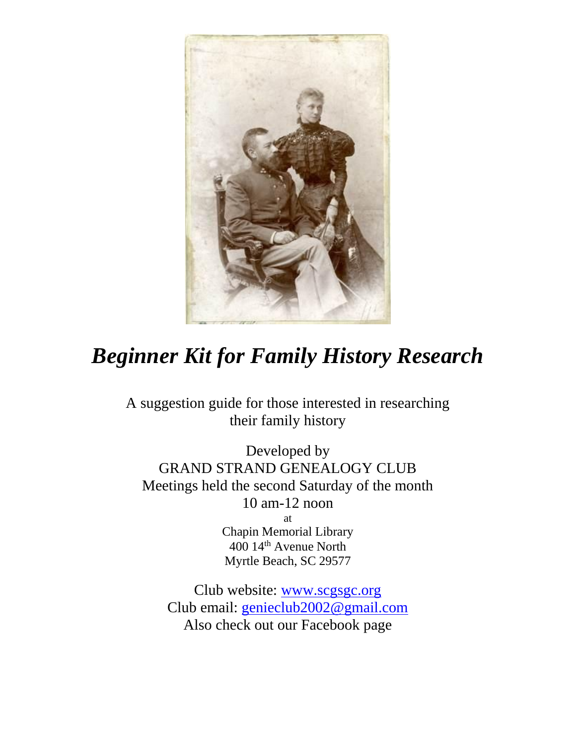# *Beginner Kit for Family History Research*

A suggestion guide for those interested in researching their family history

Developed by
GRAND STRAND GENEALOGY CLUB
Meetings held the second Saturday of the month
10 am-12 noon
at
Chapin Memorial Library
400 14th Avenue North
Myrtle Beach, SC 29577

Club website: www.scgsgc.org
Club email: genieclub2002@gmail.com
Also check out our Facebook page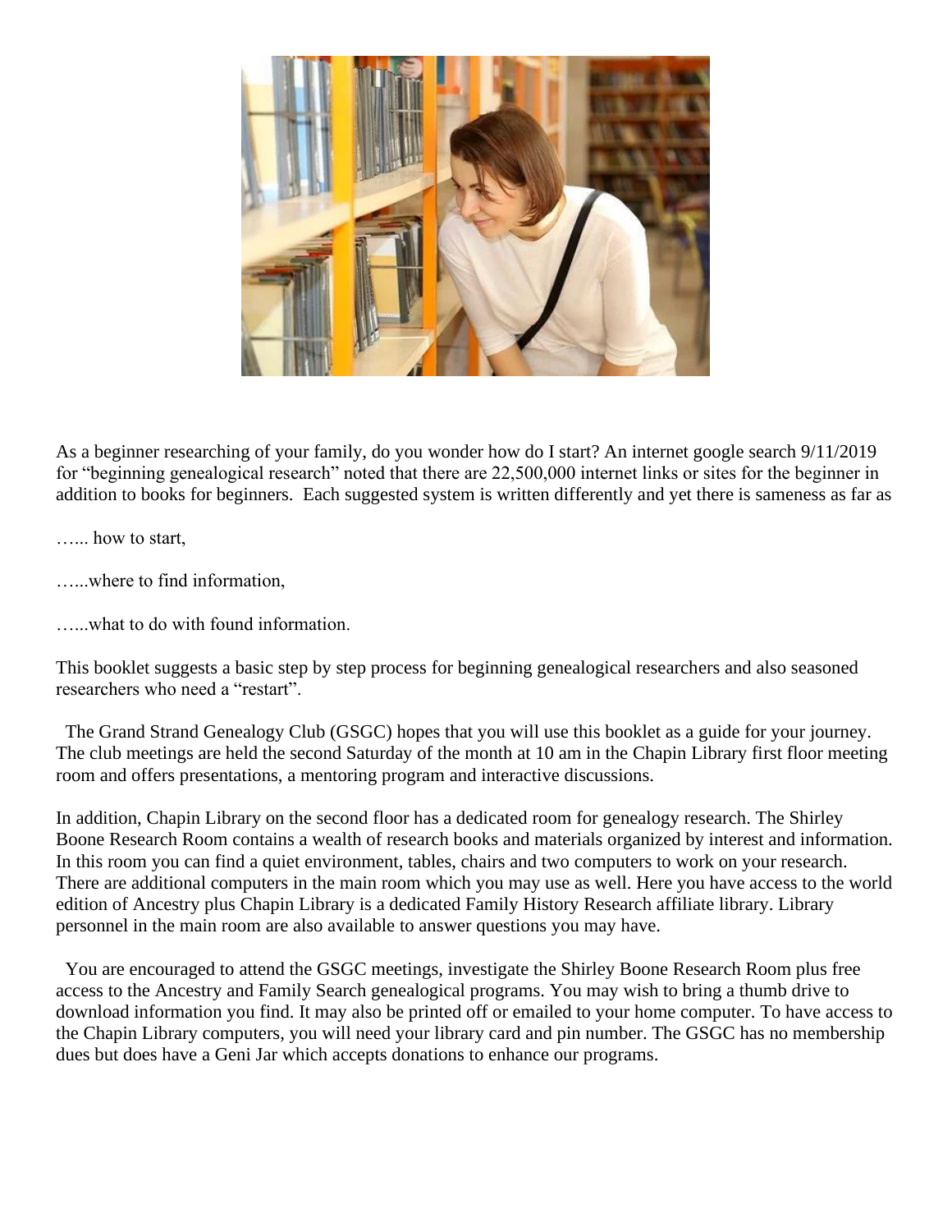As a beginner researching of your family, do you wonder how do I start? An internet google search 9/11/2019 for "beginning genealogical research" noted that there are 22,500,000 internet links or sites for the beginner in addition to books for beginners. Each suggested system is written differently and yet there is sameness as far as

…... how to start,

…...where to find information,

…...what to do with found information.

This booklet suggests a basic step by step process for beginning genealogical researchers and also seasoned researchers who need a "restart".

The Grand Strand Genealogy Club (GSGC) hopes that you will use this booklet as a guide for your journey. The club meetings are held the second Saturday of the month at 10 am in the Chapin Library first floor meeting room and offers presentations, a mentoring program and interactive discussions.

In addition, Chapin Library on the second floor has a dedicated room for genealogy research. The Shirley Boone Research Room contains a wealth of research books and materials organized by interest and information. In this room you can find a quiet environment, tables, chairs and two computers to work on your research. There are additional computers in the main room which you may use as well. Here you have access to the world edition of Ancestry plus Chapin Library is a dedicated Family History Research affiliate library. Library personnel in the main room are also available to answer questions you may have.

You are encouraged to attend the GSGC meetings, investigate the Shirley Boone Research Room plus free access to the Ancestry and Family Search genealogical programs. You may wish to bring a thumb drive to download information you find. It may also be printed off or emailed to your home computer. To have access to the Chapin Library computers, you will need your library card and pin number. The GSGC has no membership dues but does have a Geni Jar which accepts donations to enhance our programs.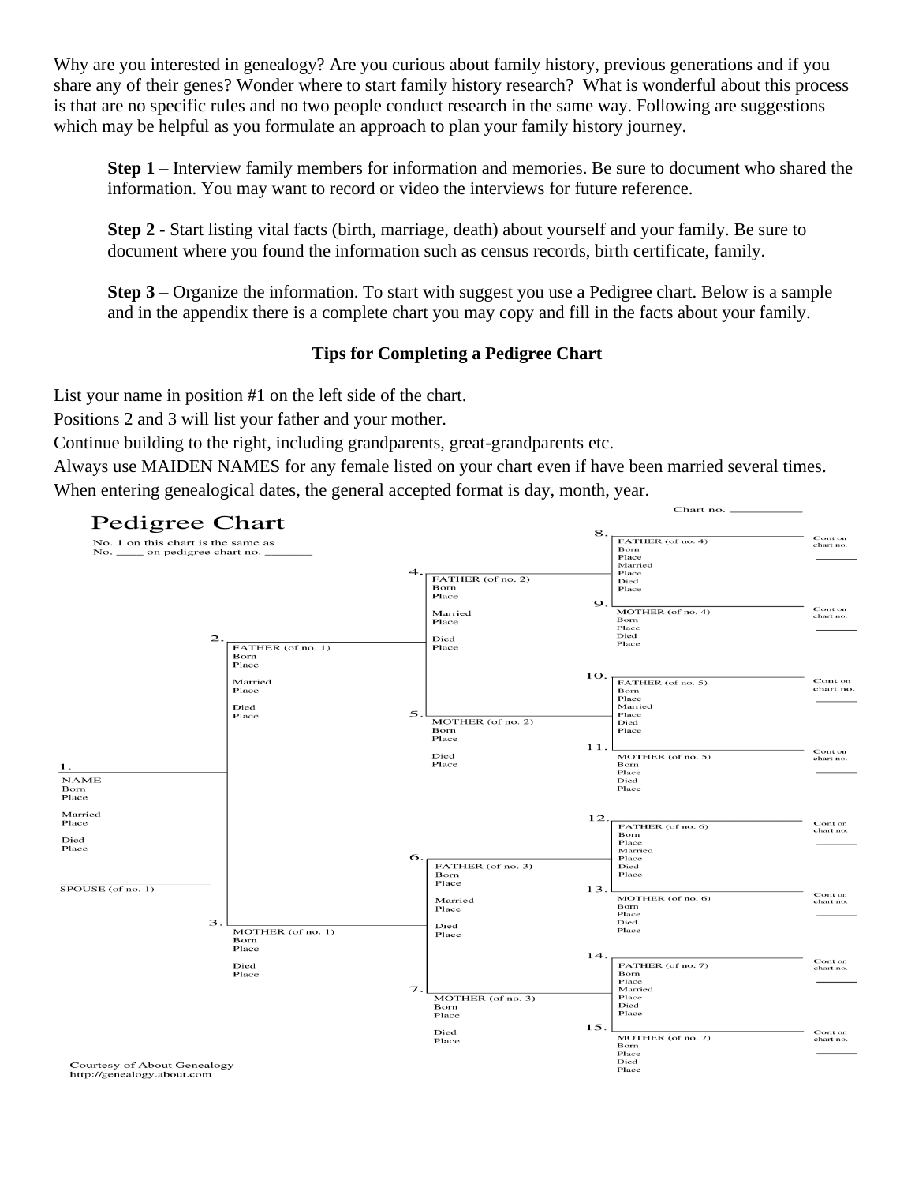Why are you interested in genealogy? Are you curious about family history, previous generations and if you share any of their genes? Wonder where to start family history research? What is wonderful about this process is that are no specific rules and no two people conduct research in the same way. Following are suggestions which may be helpful as you formulate an approach to plan your family history journey.

> **Step 1** – Interview family members for information and memories. Be sure to document who shared the information. You may want to record or video the interviews for future reference.
>
> **Step 2** - Start listing vital facts (birth, marriage, death) about yourself and your family. Be sure to document where you found the information such as census records, birth certificate, family.
>
> **Step 3** – Organize the information. To start with suggest you use a Pedigree chart. Below is a sample and in the appendix there is a complete chart you may copy and fill in the facts about your family.

**Tips for Completing a Pedigree Chart**

List your name in position #1 on the left side of the chart.
Positions 2 and 3 will list your father and your mother.
Continue building to the right, including grandparents, great-grandparents etc.
Always use MAIDEN NAMES for any female listed on your chart even if have been married several times.
When entering genealogical dates, the general accepted format is day, month, year.

Chart no. ___________

## Pedigree Chart

No. 1 on this chart is the same as
No. ____ on pedigree chart no. _______

1. NAME
Born
Place
Married
Place
Died
Place

SPOUSE (of no. 1)

2. FATHER (of no. 1)
Born
Place
Married
Place
Died
Place

3. MOTHER (of no. 1)
Born
Place
Died
Place

4. FATHER (of no. 2)
Born
Place
Married
Place
Died
Place

5. MOTHER (of no. 2)
Born
Place
Died
Place

6. FATHER (of no. 3)
Born
Place
Married
Place
Died
Place

7. MOTHER (of no. 3)
Born
Place
Died
Place

8. FATHER (of no. 4)
Born
Place
Married
Place
Died
Place
Cont on chart no. _______

9. MOTHER (of no. 4)
Born
Place
Died
Place
Cont on chart no. _______

10. FATHER (of no. 5)
Born
Place
Married
Place
Died
Place
Cont on chart no. _______

11. MOTHER (of no. 5)
Born
Place
Died
Place
Cont on chart no. _______

12. FATHER (of no. 6)
Born
Place
Married
Place
Died
Place
Cont on chart no. _______

13. MOTHER (of no. 6)
Born
Place
Died
Place
Cont on chart no. _______

14. FATHER (of no. 7)
Born
Place
Married
Place
Died
Place
Cont on chart no. _______

15. MOTHER (of no. 7)
Born
Place
Died
Place
Cont on chart no. _______

Courtesy of About Genealogy
http://genealogy.about.com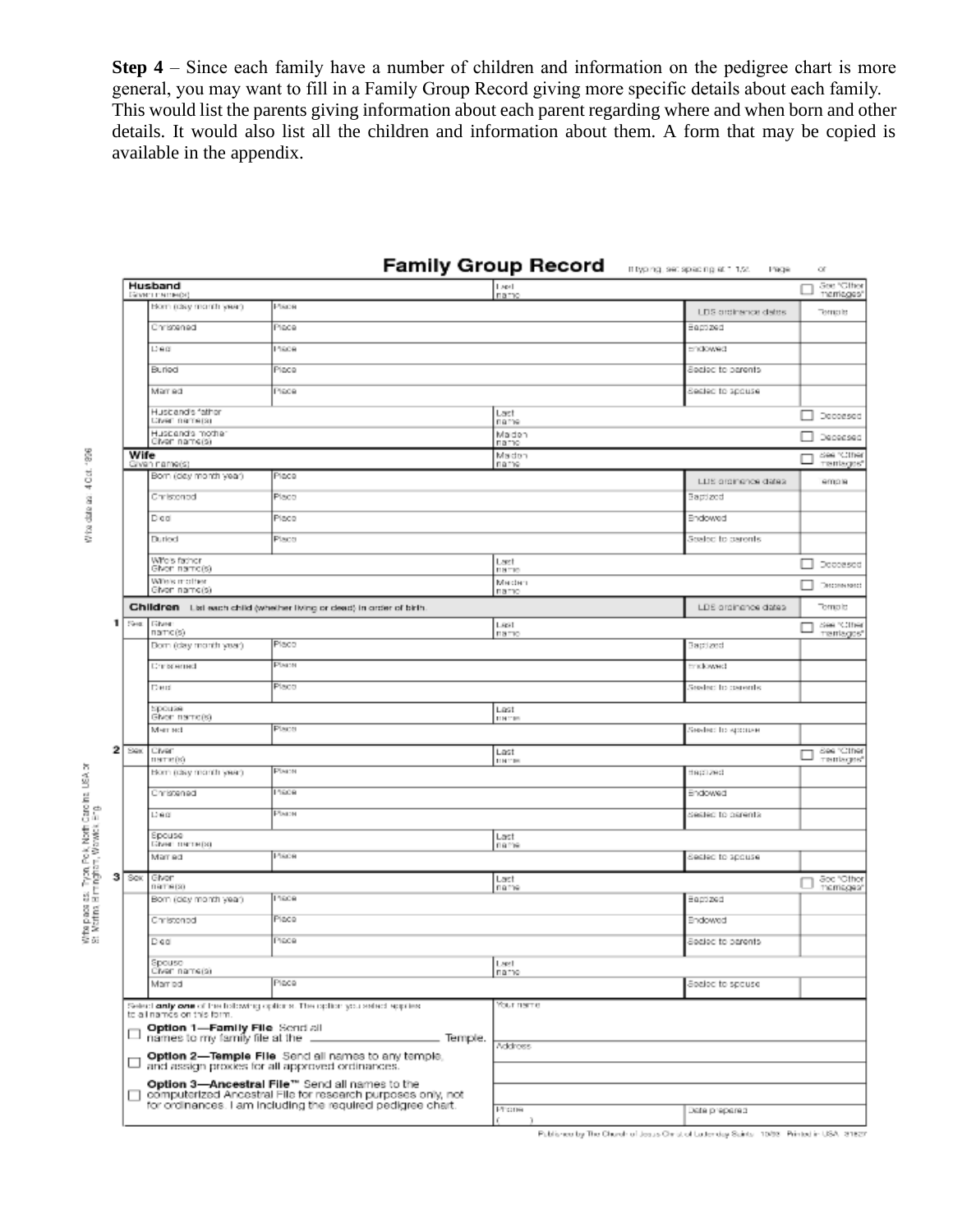**Step 4** – Since each family have a number of children and information on the pedigree chart is more general, you may want to fill in a Family Group Record giving more specific details about each family. This would list the parents giving information about each parent regarding where and when born and other details. It would also list all the children and information about them. A form that may be copied is available in the appendix.

# Family Group Record

If typing, set spacing at 1 1/2. Page ___ of ___

| **Husband** Given name(s) | | Last name | | ☐ See "Other marriages" |
|---|---|---|---|---|
| Born (day month year) | Place | | LDS ordinance dates | Temple |
| Christened | Place | | Baptized | |
| Died | Place | | Endowed | |
| Buried | Place | | Sealed to parents | |
| Married | Place | | Sealed to spouse | |
| Husband's father Given name(s) | | Last name | | ☐ Deceased |
| Husband's mother Given name(s) | | Maiden name | | ☐ Deceased |
| **Wife** Given name(s) | | Maiden name | | ☐ See "Other marriages" |
| Born (day month year) | Place | | LDS ordinance dates | Temple |
| Christened | Place | | Baptized | |
| Died | Place | | Endowed | |
| Buried | Place | | Sealed to parents | |
| Wife's father Given name(s) | | Last name | | ☐ Deceased |
| Wife's mother Given name(s) | | Maiden name | | ☐ Deceased |
| **Children** List each child (whether living or dead) in order of birth. | | | LDS ordinance dates | Temple |
| **1** Sex / Given name(s) | | Last name | | ☐ See "Other marriages" |
| Born (day month year) | Place | | Baptized | |
| Christened | Place | | Endowed | |
| Died | Place | | Sealed to parents | |
| Spouse Given name(s) | | Last name | | |
| Married | Place | | Sealed to spouse | |
| **2** Sex / Given name(s) | | Last name | | ☐ See "Other marriages" |
| Born (day month year) | Place | | Baptized | |
| Christened | Place | | Endowed | |
| Died | Place | | Sealed to parents | |
| Spouse Given name(s) | | Last name | | |
| Married | Place | | Sealed to spouse | |
| **3** Sex / Given name(s) | | Last name | | ☐ See "Other marriages" |
| Born (day month year) | Place | | Baptized | |
| Christened | Place | | Endowed | |
| Died | Place | | Sealed to parents | |
| Spouse Given name(s) | | Last name | | |
| Married | Place | | Sealed to spouse | |

Wife date as 4 Oct 1896

Wife place as Tyron Pck, North Carolina USA or St Martins Birmingham, Warwick Eng

Select **only one** of the following options. The option you select applies to all names on this form.

☐ **Option 1—Family File** Send all names to my family file at the ______________ Temple.

☐ **Option 2—Temple File** Send all names to any temple, and assign proxies for all approved ordinances.

☐ **Option 3—Ancestral File™** Send all names to the computerized Ancestral File for research purposes only, not for ordinances. I am including the required pedigree chart.

Your name

Address

Phone ( )

Date prepared

Published by The Church of Jesus Christ of Latter-day Saints 10/93 Printed in USA 31827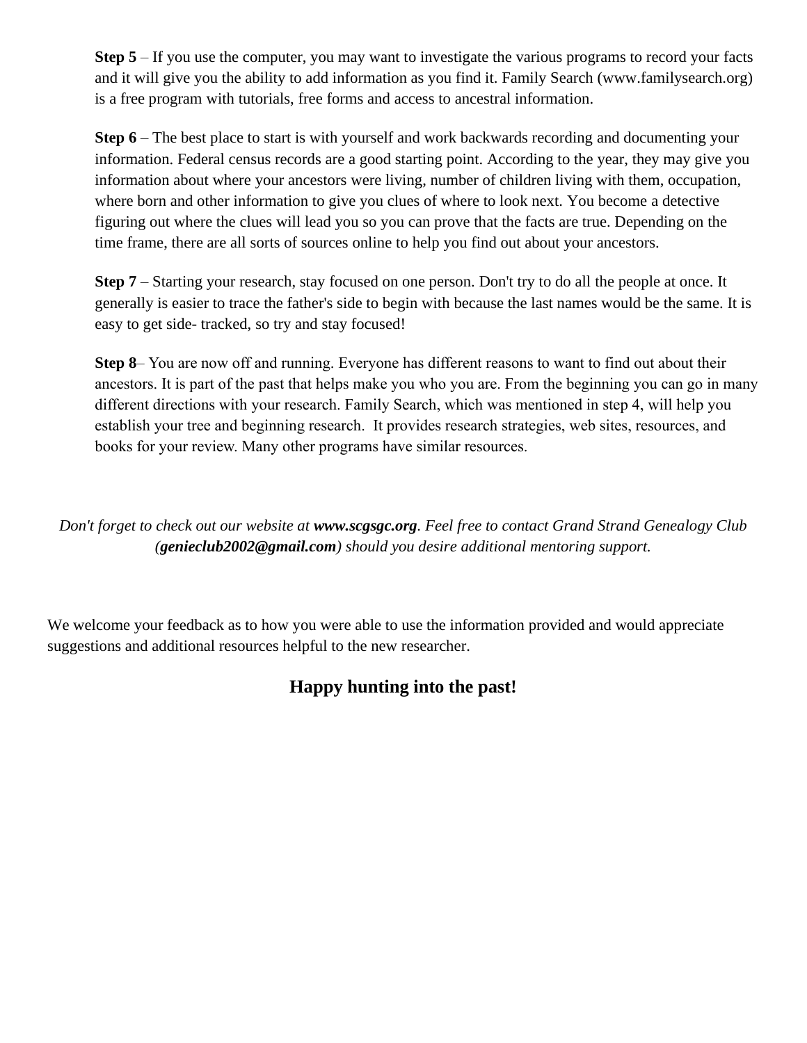**Step 5** – If you use the computer, you may want to investigate the various programs to record your facts and it will give you the ability to add information as you find it. Family Search (www.familysearch.org) is a free program with tutorials, free forms and access to ancestral information.

**Step 6** – The best place to start is with yourself and work backwards recording and documenting your information. Federal census records are a good starting point. According to the year, they may give you information about where your ancestors were living, number of children living with them, occupation, where born and other information to give you clues of where to look next. You become a detective figuring out where the clues will lead you so you can prove that the facts are true. Depending on the time frame, there are all sorts of sources online to help you find out about your ancestors.

**Step 7** – Starting your research, stay focused on one person. Don't try to do all the people at once. It generally is easier to trace the father's side to begin with because the last names would be the same. It is easy to get side- tracked, so try and stay focused!

**Step 8**– You are now off and running. Everyone has different reasons to want to find out about their ancestors. It is part of the past that helps make you who you are. From the beginning you can go in many different directions with your research. Family Search, which was mentioned in step 4, will help you establish your tree and beginning research.  It provides research strategies, web sites, resources, and books for your review. Many other programs have similar resources.

*Don't forget to check out our website at **www.scgsgc.org**. Feel free to contact Grand Strand Genealogy Club (**genieclub2002@gmail.com**) should you desire additional mentoring support.*

We welcome your feedback as to how you were able to use the information provided and would appreciate suggestions and additional resources helpful to the new researcher.

**Happy hunting into the past!**